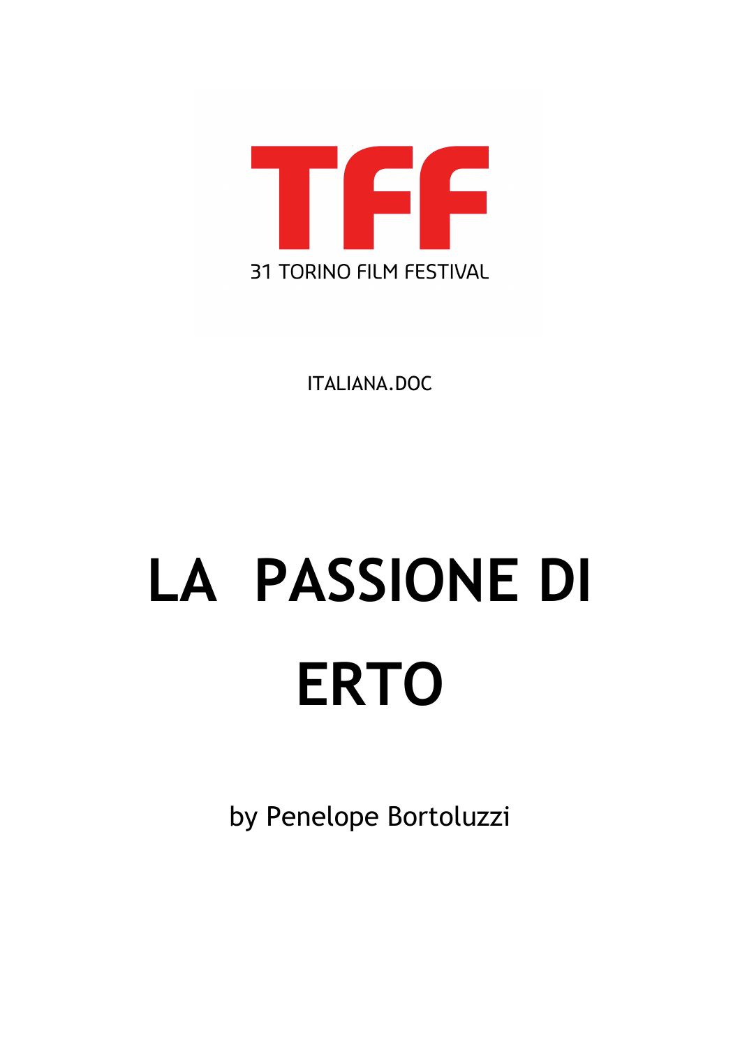TFF

31 TORINO FILM FESTIVAL

ITALIANA.DOC

# LA PASSIONE DI ERTO

by Penelope Bortoluzzi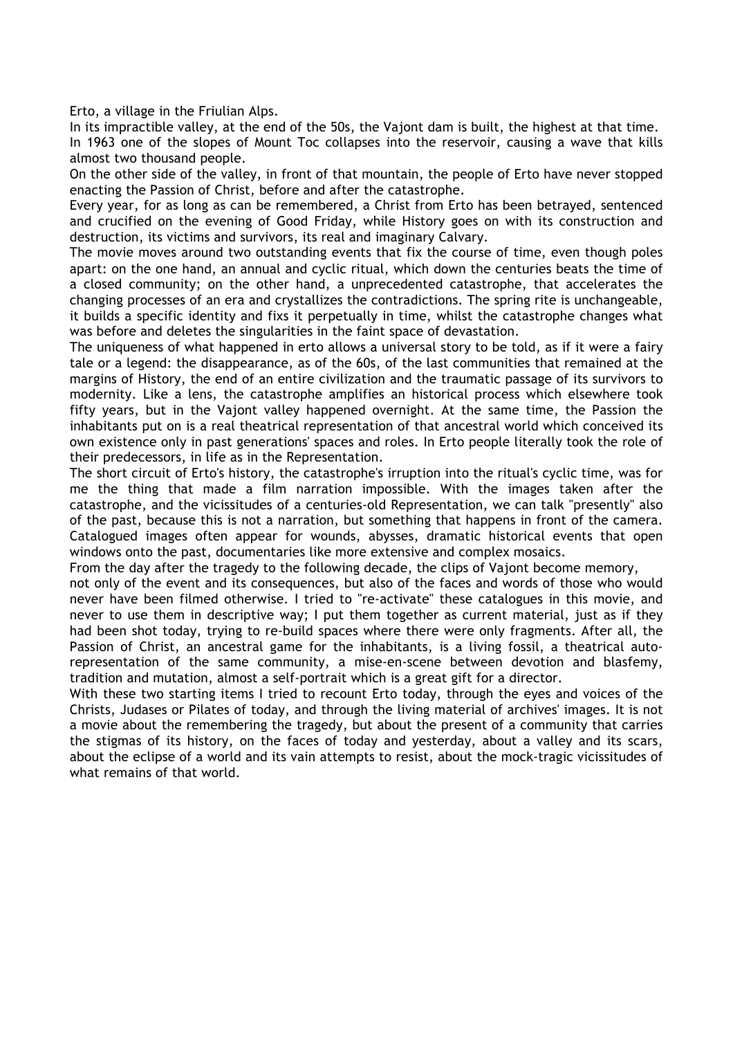Erto, a village in the Friulian Alps.

In its impractible valley, at the end of the 50s, the Vajont dam is built, the highest at that time.

In 1963 one of the slopes of Mount Toc collapses into the reservoir, causing a wave that kills almost two thousand people.

On the other side of the valley, in front of that mountain, the people of Erto have never stopped enacting the Passion of Christ, before and after the catastrophe.

Every year, for as long as can be remembered, a Christ from Erto has been betrayed, sentenced and crucified on the evening of Good Friday, while History goes on with its construction and destruction, its victims and survivors, its real and imaginary Calvary.

The movie moves around two outstanding events that fix the course of time, even though poles apart: on the one hand, an annual and cyclic ritual, which down the centuries beats the time of a closed community; on the other hand, a unprecedented catastrophe, that accelerates the changing processes of an era and crystallizes the contradictions. The spring rite is unchangeable, it builds a specific identity and fixs it perpetually in time, whilst the catastrophe changes what was before and deletes the singularities in the faint space of devastation.

The uniqueness of what happened in erto allows a universal story to be told, as if it were a fairy tale or a legend: the disappearance, as of the 60s, of the last communities that remained at the margins of History, the end of an entire civilization and the traumatic passage of its survivors to modernity. Like a lens, the catastrophe amplifies an historical process which elsewhere took fifty years, but in the Vajont valley happened overnight. At the same time, the Passion the inhabitants put on is a real theatrical representation of that ancestral world which conceived its own existence only in past generations' spaces and roles. In Erto people literally took the role of their predecessors, in life as in the Representation.

The short circuit of Erto's history, the catastrophe's irruption into the ritual's cyclic time, was for me the thing that made a film narration impossible. With the images taken after the catastrophe, and the vicissitudes of a centuries-old Representation, we can talk "presently" also of the past, because this is not a narration, but something that happens in front of the camera. Catalogued images often appear for wounds, abysses, dramatic historical events that open windows onto the past, documentaries like more extensive and complex mosaics.

From the day after the tragedy to the following decade, the clips of Vajont become memory,
not only of the event and its consequences, but also of the faces and words of those who would never have been filmed otherwise. I tried to "re-activate" these catalogues in this movie, and never to use them in descriptive way; I put them together as current material, just as if they had been shot today, trying to re-build spaces where there were only fragments. After all, the Passion of Christ, an ancestral game for the inhabitants, is a living fossil, a theatrical auto-representation of the same community, a mise-en-scene between devotion and blasfemy, tradition and mutation, almost a self-portrait which is a great gift for a director.

With these two starting items I tried to recount Erto today, through the eyes and voices of the Christs, Judases or Pilates of today, and through the living material of archives' images. It is not a movie about the remembering the tragedy, but about the present of a community that carries the stigmas of its history, on the faces of today and yesterday, about a valley and its scars, about the eclipse of a world and its vain attempts to resist, about the mock-tragic vicissitudes of what remains of that world.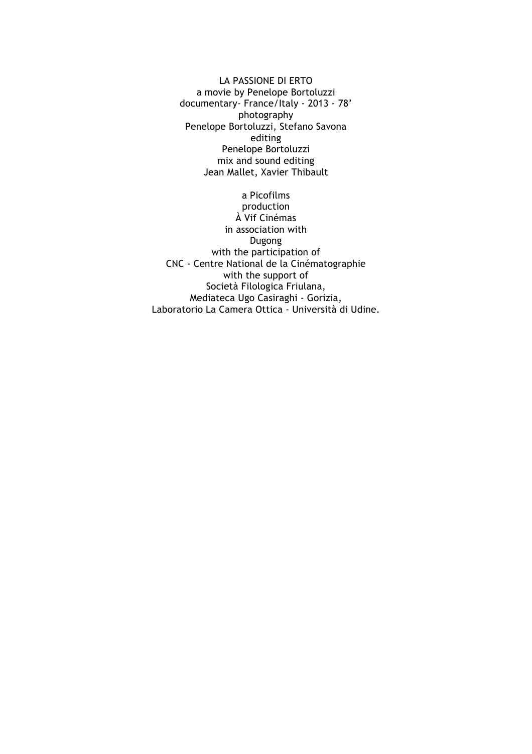LA PASSIONE DI ERTO

a movie by Penelope Bortoluzzi

documentary- France/Italy - 2013 - 78’

photography

Penelope Bortoluzzi, Stefano Savona

editing

Penelope Bortoluzzi

mix and sound editing

Jean Mallet, Xavier Thibault

a Picofilms

production

À Vif Cinémas

in association with

Dugong

with the participation of

CNC - Centre National de la Cinématographie

with the support of

Società Filologica Friulana,

Mediateca Ugo Casiraghi - Gorizia,

Laboratorio La Camera Ottica - Università di Udine.